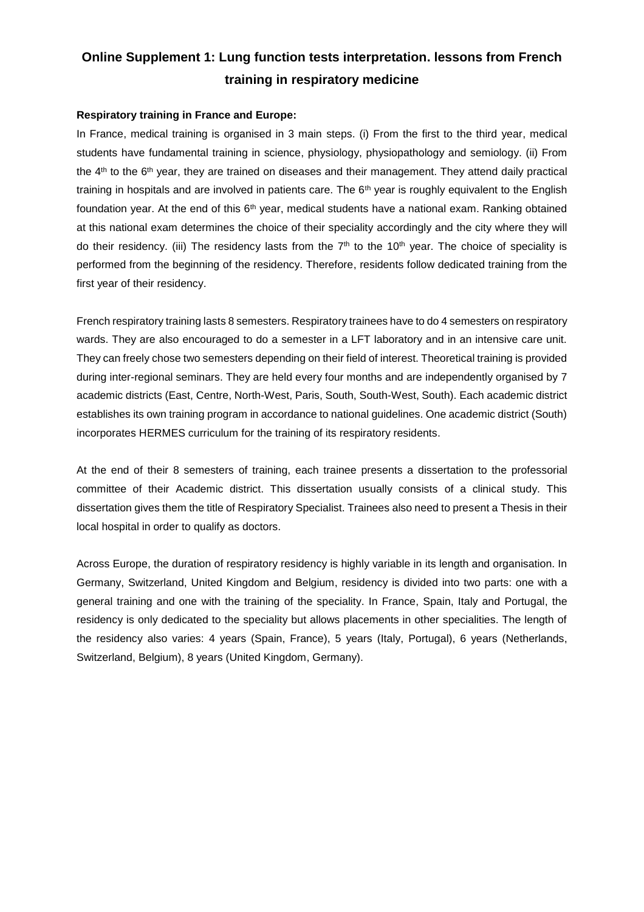# Online Supplement 1: Lung function tests interpretation. lessons from French training in respiratory medicine

**Respiratory training in France and Europe:**

In France, medical training is organised in 3 main steps. (i) From the first to the third year, medical students have fundamental training in science, physiology, physiopathology and semiology. (ii) From the 4th to the 6th year, they are trained on diseases and their management. They attend daily practical training in hospitals and are involved in patients care. The 6th year is roughly equivalent to the English foundation year. At the end of this 6th year, medical students have a national exam. Ranking obtained at this national exam determines the choice of their speciality accordingly and the city where they will do their residency. (iii) The residency lasts from the 7th to the 10th year. The choice of speciality is performed from the beginning of the residency. Therefore, residents follow dedicated training from the first year of their residency.

French respiratory training lasts 8 semesters. Respiratory trainees have to do 4 semesters on respiratory wards. They are also encouraged to do a semester in a LFT laboratory and in an intensive care unit. They can freely chose two semesters depending on their field of interest. Theoretical training is provided during inter-regional seminars. They are held every four months and are independently organised by 7 academic districts (East, Centre, North-West, Paris, South, South-West, South). Each academic district establishes its own training program in accordance to national guidelines. One academic district (South) incorporates HERMES curriculum for the training of its respiratory residents.

At the end of their 8 semesters of training, each trainee presents a dissertation to the professorial committee of their Academic district. This dissertation usually consists of a clinical study. This dissertation gives them the title of Respiratory Specialist. Trainees also need to present a Thesis in their local hospital in order to qualify as doctors.

Across Europe, the duration of respiratory residency is highly variable in its length and organisation. In Germany, Switzerland, United Kingdom and Belgium, residency is divided into two parts: one with a general training and one with the training of the speciality. In France, Spain, Italy and Portugal, the residency is only dedicated to the speciality but allows placements in other specialities. The length of the residency also varies: 4 years (Spain, France), 5 years (Italy, Portugal), 6 years (Netherlands, Switzerland, Belgium), 8 years (United Kingdom, Germany).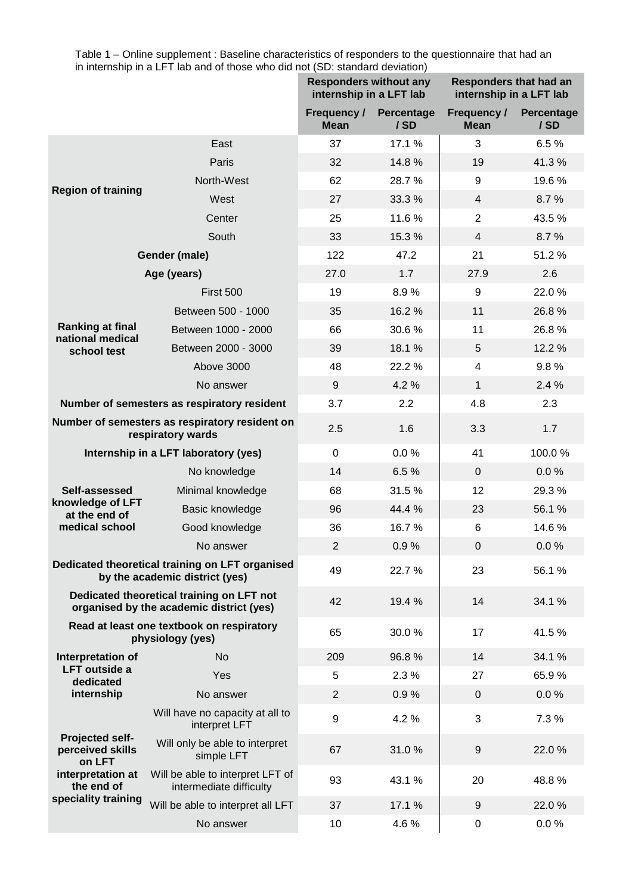Table 1 – Online supplement : Baseline characteristics of responders to the questionnaire that had an in internship in a LFT lab and of those who did not (SD: standard deviation)

| | | Responders without any internship in a LFT lab | | Responders that had an internship in a LFT lab | |
|---|---|---|---|---|---|
| | | Frequency / Mean | Percentage / SD | Frequency / Mean | Percentage / SD |
| Region of training | East | 37 | 17.1 % | 3 | 6.5 % |
| | Paris | 32 | 14.8 % | 19 | 41.3 % |
| | North-West | 62 | 28.7 % | 9 | 19.6 % |
| | West | 27 | 33.3 % | 4 | 8.7 % |
| | Center | 25 | 11.6 % | 2 | 43.5 % |
| | South | 33 | 15.3 % | 4 | 8.7 % |
| Gender (male) | | 122 | 47.2 | 21 | 51.2 % |
| Age (years) | | 27.0 | 1.7 | 27.9 | 2.6 |
| Ranking at final national medical school test | First 500 | 19 | 8.9 % | 9 | 22.0 % |
| | Between 500 - 1000 | 35 | 16.2 % | 11 | 26.8 % |
| | Between 1000 - 2000 | 66 | 30.6 % | 11 | 26.8 % |
| | Between 2000 - 3000 | 39 | 18.1 % | 5 | 12.2 % |
| | Above 3000 | 48 | 22.2 % | 4 | 9.8 % |
| | No answer | 9 | 4.2 % | 1 | 2.4 % |
| Number of semesters as respiratory resident | | 3.7 | 2.2 | 4.8 | 2.3 |
| Number of semesters as respiratory resident on respiratory wards | | 2.5 | 1.6 | 3.3 | 1.7 |
| Internship in a LFT laboratory (yes) | | 0 | 0.0 % | 41 | 100.0 % |
| Self-assessed knowledge of LFT at the end of medical school | No knowledge | 14 | 6.5 % | 0 | 0.0 % |
| | Minimal knowledge | 68 | 31.5 % | 12 | 29.3 % |
| | Basic knowledge | 96 | 44.4 % | 23 | 56.1 % |
| | Good knowledge | 36 | 16.7 % | 6 | 14.6 % |
| | No answer | 2 | 0.9 % | 0 | 0.0 % |
| Dedicated theoretical training on LFT organised by the academic district (yes) | | 49 | 22.7 % | 23 | 56.1 % |
| Dedicated theoretical training on LFT not organised by the academic district (yes) | | 42 | 19.4 % | 14 | 34.1 % |
| Read at least one textbook on respiratory physiology (yes) | | 65 | 30.0 % | 17 | 41.5 % |
| Interpretation of LFT outside a dedicated internship | No | 209 | 96.8 % | 14 | 34.1 % |
| | Yes | 5 | 2.3 % | 27 | 65.9 % |
| | No answer | 2 | 0.9 % | 0 | 0.0 % |
| Projected self-perceived skills on LFT interpretation at the end of speciality training | Will have no capacity at all to interpret LFT | 9 | 4.2 % | 3 | 7.3 % |
| | Will only be able to interpret simple LFT | 67 | 31.0 % | 9 | 22.0 % |
| | Will be able to interpret LFT of intermediate difficulty | 93 | 43.1 % | 20 | 48.8 % |
| | Will be able to interpret all LFT | 37 | 17.1 % | 9 | 22.0 % |
| | No answer | 10 | 4.6 % | 0 | 0.0 % |